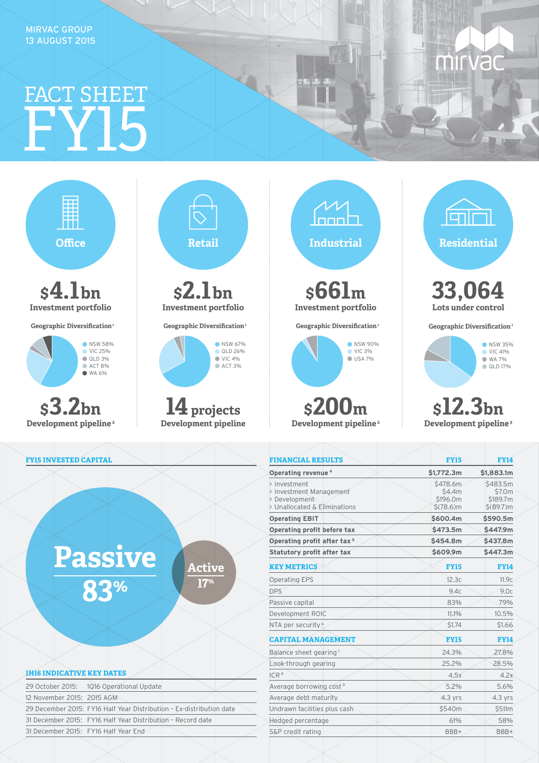MIRVAC GROUP
13 AUGUST 2015

# FACT SHEET FY15

## Office

**$4.1bn**
Investment portfolio

Geographic Diversification[1]

- NSW 58%
- VIC 25%
- QLD 3%
- ACT 8%
- WA 6%

**$3.2bn**
Development pipeline[2]

## Retail

**$2.1bn**
Investment portfolio

Geographic Diversification[1]

- NSW 67%
- QLD 26%
- VIC 4%
- ACT 3%

**14 projects**
Development pipeline

## Industrial

**$661m**
Investment portfolio

Geographic Diversification[1]

- NSW 90%
- VIC 3%
- USA 7%

**$200m**
Development pipeline[2]

## Residential

**33,064**
Lots under control

Geographic Diversification[1]

- NSW 35%
- VIC 41%
- WA 7%
- QLD 17%

**$12.3bn**
Development pipeline[3]

## FY15 INVESTED CAPITAL

**Passive 83%**

**Active 17%**

## 1H16 INDICATIVE KEY DATES

| Date | Event |
|---|---|
| 29 October 2015: | 1Q16 Operational Update |
| 12 November 2015: | 2015 AGM |
| 29 December 2015: | FY16 Half Year Distribution – Ex-distribution date |
| 31 December 2015: | FY16 Half Year Distribution – Record date |
| 31 December 2015: | FY16 Half Year End |

## FINANCIAL RESULTS

| FINANCIAL RESULTS | FY15 | FY14 |
|---|---|---|
| **Operating revenue[4]** | **$1,772.3m** | **$1,883.1m** |
| > Investment | $478.6m | $483.5m |
| > Investment Management | $4.4m | $7.0m |
| > Development | $196.0m | $189.7m |
| > Unallocated & Eliminations | $(78.6)m | $(89.7)m |
| **Operating EBIT** | **$600.4m** | **$590.5m** |
| **Operating profit before tax** | **$473.5m** | **$447.9m** |
| **Operating profit after tax[5]** | **$454.8m** | **$437.8m** |
| **Statutory profit after tax** | **$609.9m** | **$447.3m** |

| KEY METRICS | FY15 | FY14 |
|---|---|---|
| Operating EPS | 12.3c | 11.9c |
| DPS | 9.4c | 9.0c |
| Passive capital | 83% | 79% |
| Development ROIC | 11.1% | 10.5% |
| NTA per security[6] | $1.74 | $1.66 |

| CAPITAL MANAGEMENT | FY15 | FY14 |
|---|---|---|
| Balance sheet gearing[7] | 24.3% | 27.8% |
| Look-through gearing | 25.2% | 28.5% |
| ICR[8] | 4.5x | 4.2x |
| Average borrowing cost[9] | 5.2% | 5.6% |
| Average debt maturity | 4.3 yrs | 4.3 yrs |
| Undrawn facilities plus cash | $540m | $511m |
| Hedged percentage | 61% | 58% |
| S&P credit rating | BBB+ | BBB+ |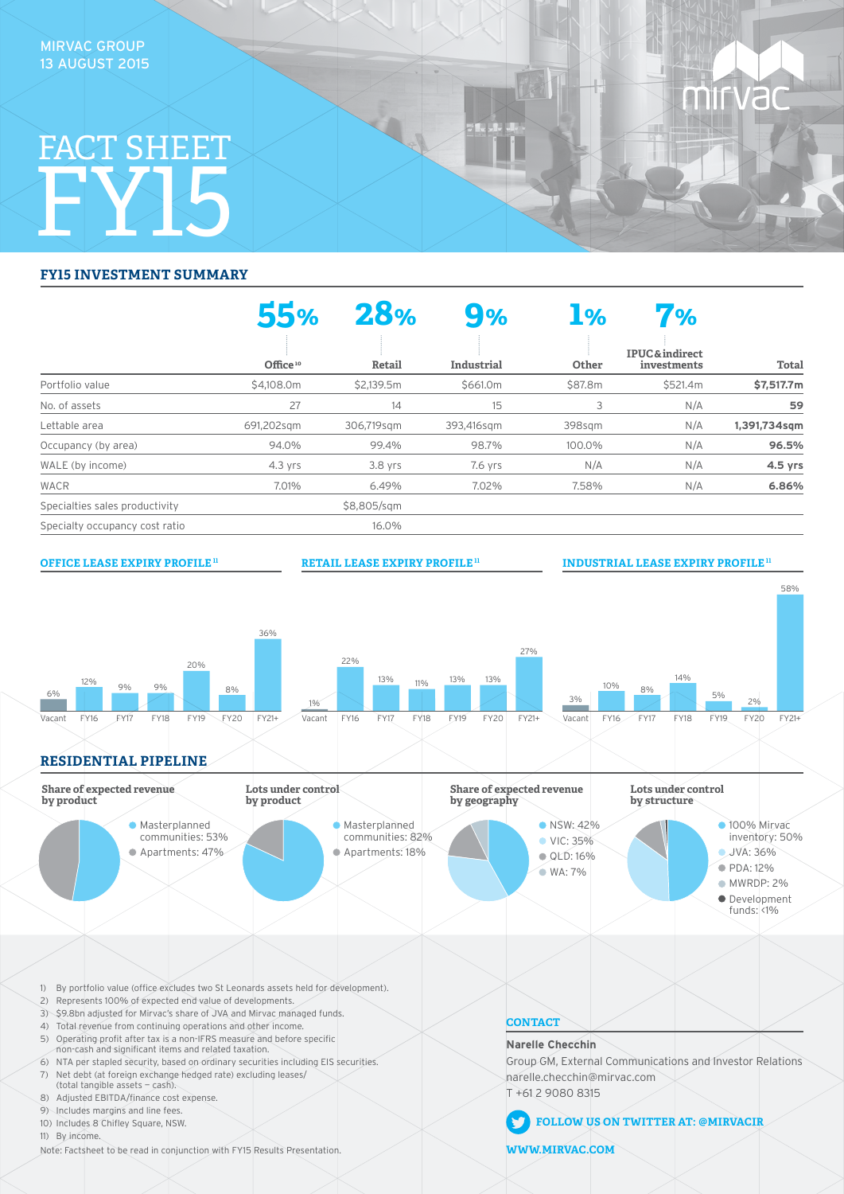MIRVAC GROUP
13 AUGUST 2015

# FACT SHEET FY15

## FY15 INVESTMENT SUMMARY

| | 55% Office[10] | 28% Retail | 9% Industrial | 1% Other | 7% IPUC & indirect investments | Total |
|---|---|---|---|---|---|---|
| Portfolio value | $4,108.0m | $2,139.5m | $661.0m | $87.8m | $521.4m | **$7,517.7m** |
| No. of assets | 27 | 14 | 15 | 3 | N/A | **59** |
| Lettable area | 691,202sqm | 306,719sqm | 393,416sqm | 398sqm | N/A | **1,391,734sqm** |
| Occupancy (by area) | 94.0% | 99.4% | 98.7% | 100.0% | N/A | **96.5%** |
| WALE (by income) | 4.3 yrs | 3.8 yrs | 7.6 yrs | N/A | N/A | **4.5 yrs** |
| WACR | 7.01% | 6.49% | 7.02% | 7.58% | N/A | **6.86%** |
| Specialties sales productivity | | $8,805/sqm | | | | |
| Specialty occupancy cost ratio | | 16.0% | | | | |

### OFFICE LEASE EXPIRY PROFILE[11]

6% Vacant
12% FY16
9% FY17
9% FY18
20% FY19
8% FY20
36% FY21+

### RETAIL LEASE EXPIRY PROFILE[11]

1% Vacant
22% FY16
13% FY17
11% FY18
13% FY19
13% FY20
27% FY21+

### INDUSTRIAL LEASE EXPIRY PROFILE[11]

3% Vacant
10% FY16
8% FY17
14% FY18
5% FY19
2% FY20
58% FY21+

## RESIDENTIAL PIPELINE

**Share of expected revenue by product**

- Masterplanned communities: 53%
- Apartments: 47%

**Lots under control by product**

- Masterplanned communities: 82%
- Apartments: 18%

**Share of expected revenue by geography**

- NSW: 42%
- VIC: 35%
- QLD: 16%
- WA: 7%

**Lots under control by structure**

- 100% Mirvac inventory: 50%
- JVA: 36%
- PDA: 12%
- MWRDP: 2%
- Development funds: <1%

1) By portfolio value (office excludes two St Leonards assets held for development).
2) Represents 100% of expected end value of developments.
3) $9.8bn adjusted for Mirvac's share of JVA and Mirvac managed funds.
4) Total revenue from continuing operations and other income.
5) Operating profit after tax is a non-IFRS measure and before specific non-cash and significant items and related taxation.
6) NTA per stapled security, based on ordinary securities including EIS securities.
7) Net debt (at foreign exchange hedged rate) excluding leases/ (total tangible assets – cash).
8) Adjusted EBITDA/finance cost expense.
9) Includes margins and line fees.
10) Includes 8 Chifley Square, NSW.
11) By income.

Note: Factsheet to be read in conjunction with FY15 Results Presentation.

### CONTACT

**Narelle Checchin**
Group GM, External Communications and Investor Relations
narelle.checchin@mirvac.com
T +61 2 9080 8315

**FOLLOW US ON TWITTER AT: @MIRVACIR**

**WWW.MIRVAC.COM**